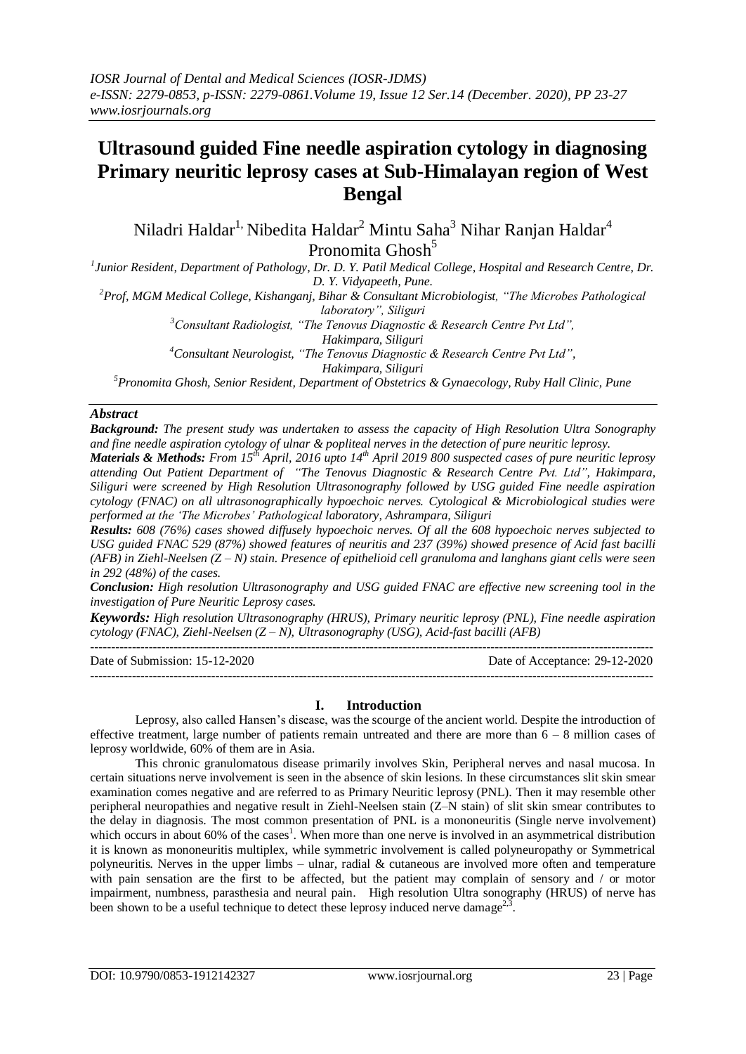# Ultrasound guided Fine needle aspiration cytology in diagnosing Primary neuritic leprosy cases at Sub-Himalayan region of West Bengal

Niladri Haldar[1], Nibedita Haldar[2] Mintu Saha[3] Nihar Ranjan Haldar[4] Pronomita Ghosh[5]

[1]Junior Resident, Department of Pathology, Dr. D. Y. Patil Medical College, Hospital and Research Centre, Dr. D. Y. Vidyapeeth, Pune.

[2]Prof, MGM Medical College, Kishanganj, Bihar & Consultant Microbiologist, "The Microbes Pathological laboratory", Siliguri

[3]Consultant Radiologist, "The Tenovus Diagnostic & Research Centre Pvt Ltd", Hakimpara, Siliguri

[4]Consultant Neurologist, "The Tenovus Diagnostic & Research Centre Pvt Ltd", Hakimpara, Siliguri

[5]Pronomita Ghosh, Senior Resident, Department of Obstetrics & Gynaecology, Ruby Hall Clinic, Pune

## Abstract

***Background:*** *The present study was undertaken to assess the capacity of High Resolution Ultra Sonography and fine needle aspiration cytology of ulnar & popliteal nerves in the detection of pure neuritic leprosy.*

***Materials & Methods:*** *From 15th April, 2016 upto 14th April 2019 800 suspected cases of pure neuritic leprosy attending Out Patient Department of "The Tenovus Diagnostic & Research Centre Pvt. Ltd", Hakimpara, Siliguri were screened by High Resolution Ultrasonography followed by USG guided Fine needle aspiration cytology (FNAC) on all ultrasonographically hypoechoic nerves. Cytological & Microbiological studies were performed at the 'The Microbes' Pathological laboratory, Ashrampara, Siliguri*

***Results:*** *608 (76%) cases showed diffusely hypoechoic nerves. Of all the 608 hypoechoic nerves subjected to USG guided FNAC 529 (87%) showed features of neuritis and 237 (39%) showed presence of Acid fast bacilli (AFB) in Ziehl-Neelsen (Z – N) stain. Presence of epithelioid cell granuloma and langhans giant cells were seen in 292 (48%) of the cases.*

***Conclusion:*** *High resolution Ultrasonography and USG guided FNAC are effective new screening tool in the investigation of Pure Neuritic Leprosy cases.*

***Keywords:*** *High resolution Ultrasonography (HRUS), Primary neuritic leprosy (PNL), Fine needle aspiration cytology (FNAC), Ziehl-Neelsen (Z – N), Ultrasonography (USG), Acid-fast bacilli (AFB)*

---

Date of Submission: 15-12-2020 Date of Acceptance: 29-12-2020

---

## I. Introduction

Leprosy, also called Hansen's disease, was the scourge of the ancient world. Despite the introduction of effective treatment, large number of patients remain untreated and there are more than 6 – 8 million cases of leprosy worldwide, 60% of them are in Asia.

This chronic granulomatous disease primarily involves Skin, Peripheral nerves and nasal mucosa. In certain situations nerve involvement is seen in the absence of skin lesions. In these circumstances slit skin smear examination comes negative and are referred to as Primary Neuritic leprosy (PNL). Then it may resemble other peripheral neuropathies and negative result in Ziehl-Neelsen stain (Z–N stain) of slit skin smear contributes to the delay in diagnosis. The most common presentation of PNL is a mononeuritis (Single nerve involvement) which occurs in about 60% of the cases[1]. When more than one nerve is involved in an asymmetrical distribution it is known as mononeuritis multiplex, while symmetric involvement is called polyneuropathy or Symmetrical polyneuritis. Nerves in the upper limbs – ulnar, radial & cutaneous are involved more often and temperature with pain sensation are the first to be affected, but the patient may complain of sensory and / or motor impairment, numbness, parasthesia and neural pain. High resolution Ultra sonography (HRUS) of nerve has been shown to be a useful technique to detect these leprosy induced nerve damage[2,3].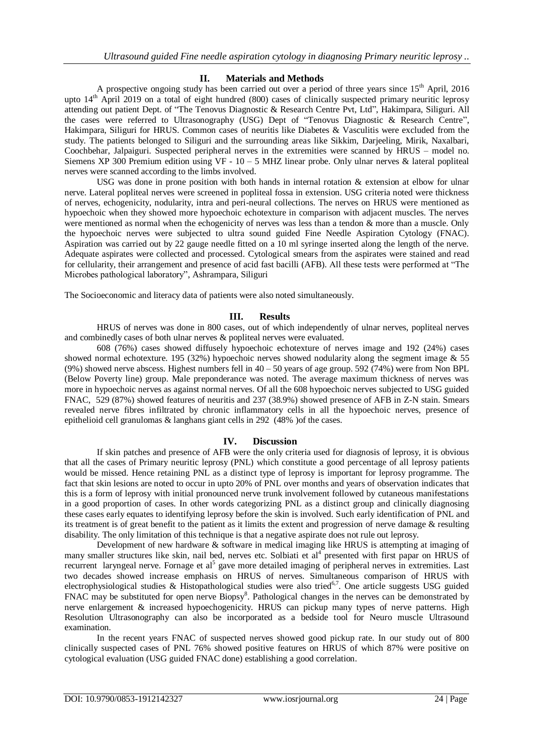## II. Materials and Methods

A prospective ongoing study has been carried out over a period of three years since 15th April, 2016 upto 14th April 2019 on a total of eight hundred (800) cases of clinically suspected primary neuritic leprosy attending out patient Dept. of "The Tenovus Diagnostic & Research Centre Pvt, Ltd", Hakimpara, Siliguri. All the cases were referred to Ultrasonography (USG) Dept of "Tenovus Diagnostic & Research Centre", Hakimpara, Siliguri for HRUS. Common cases of neuritis like Diabetes & Vasculitis were excluded from the study. The patients belonged to Siliguri and the surrounding areas like Sikkim, Darjeeling, Mirik, Naxalbari, Coochbehar, Jalpaiguri. Suspected peripheral nerves in the extremities were scanned by HRUS – model no. Siemens XP 300 Premium edition using VF - 10 – 5 MHZ linear probe. Only ulnar nerves & lateral popliteal nerves were scanned according to the limbs involved.

USG was done in prone position with both hands in internal rotation & extension at elbow for ulnar nerve. Lateral popliteal nerves were screened in popliteal fossa in extension. USG criteria noted were thickness of nerves, echogenicity, nodularity, intra and peri-neural collections. The nerves on HRUS were mentioned as hypoechoic when they showed more hypoechoic echotexture in comparison with adjacent muscles. The nerves were mentioned as normal when the echogenicity of nerves was less than a tendon & more than a muscle. Only the hypoechoic nerves were subjected to ultra sound guided Fine Needle Aspiration Cytology (FNAC). Aspiration was carried out by 22 gauge needle fitted on a 10 ml syringe inserted along the length of the nerve. Adequate aspirates were collected and processed. Cytological smears from the aspirates were stained and read for cellularity, their arrangement and presence of acid fast bacilli (AFB). All these tests were performed at "The Microbes pathological laboratory", Ashrampara, Siliguri

The Socioeconomic and literacy data of patients were also noted simultaneously.

## III. Results

HRUS of nerves was done in 800 cases, out of which independently of ulnar nerves, popliteal nerves and combinedly cases of both ulnar nerves & popliteal nerves were evaluated.

608 (76%) cases showed diffusely hypoechoic echotexture of nerves image and 192 (24%) cases showed normal echotexture. 195 (32%) hypoechoic nerves showed nodularity along the segment image & 55 (9%) showed nerve abscess. Highest numbers fell in 40 – 50 years of age group. 592 (74%) were from Non BPL (Below Poverty line) group. Male preponderance was noted. The average maximum thickness of nerves was more in hypoechoic nerves as against normal nerves. Of all the 608 hypoechoic nerves subjected to USG guided FNAC, 529 (87%) showed features of neuritis and 237 (38.9%) showed presence of AFB in Z-N stain. Smears revealed nerve fibres infiltrated by chronic inflammatory cells in all the hypoechoic nerves, presence of epithelioid cell granulomas & langhans giant cells in 292 (48% )of the cases.

## IV. Discussion

If skin patches and presence of AFB were the only criteria used for diagnosis of leprosy, it is obvious that all the cases of Primary neuritic leprosy (PNL) which constitute a good percentage of all leprosy patients would be missed. Hence retaining PNL as a distinct type of leprosy is important for leprosy programme. The fact that skin lesions are noted to occur in upto 20% of PNL over months and years of observation indicates that this is a form of leprosy with initial pronounced nerve trunk involvement followed by cutaneous manifestations in a good proportion of cases. In other words categorizing PNL as a distinct group and clinically diagnosing these cases early equates to identifying leprosy before the skin is involved. Such early identification of PNL and its treatment is of great benefit to the patient as it limits the extent and progression of nerve damage & resulting disability. The only limitation of this technique is that a negative aspirate does not rule out leprosy.

Development of new hardware & software in medical imaging like HRUS is attempting at imaging of many smaller structures like skin, nail bed, nerves etc. Solbiati et al[4] presented with first papar on HRUS of recurrent laryngeal nerve. Fornage et al[5] gave more detailed imaging of peripheral nerves in extremities. Last two decades showed increase emphasis on HRUS of nerves. Simultaneous comparison of HRUS with electrophysiological studies & Histopathological studies were also tried[6,7]. One article suggests USG guided FNAC may be substituted for open nerve Biopsy[8]. Pathological changes in the nerves can be demonstrated by nerve enlargement & increased hypoechogenicity. HRUS can pickup many types of nerve patterns. High Resolution Ultrasonography can also be incorporated as a bedside tool for Neuro muscle Ultrasound examination.

In the recent years FNAC of suspected nerves showed good pickup rate. In our study out of 800 clinically suspected cases of PNL 76% showed positive features on HRUS of which 87% were positive on cytological evaluation (USG guided FNAC done) establishing a good correlation.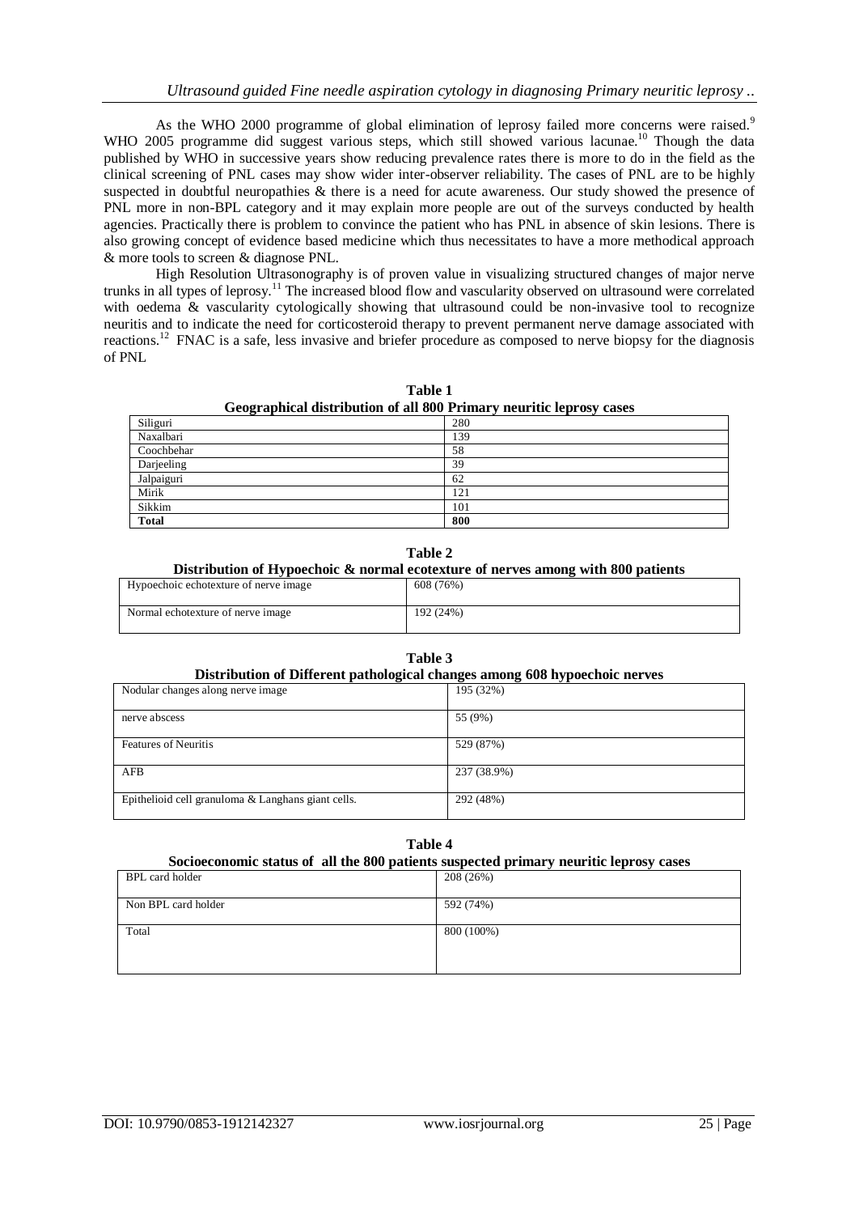As the WHO 2000 programme of global elimination of leprosy failed more concerns were raised.[9] WHO 2005 programme did suggest various steps, which still showed various lacunae.[10] Though the data published by WHO in successive years show reducing prevalence rates there is more to do in the field as the clinical screening of PNL cases may show wider inter-observer reliability. The cases of PNL are to be highly suspected in doubtful neuropathies & there is a need for acute awareness. Our study showed the presence of PNL more in non-BPL category and it may explain more people are out of the surveys conducted by health agencies. Practically there is problem to convince the patient who has PNL in absence of skin lesions. There is also growing concept of evidence based medicine which thus necessitates to have a more methodical approach & more tools to screen & diagnose PNL.

High Resolution Ultrasonography is of proven value in visualizing structured changes of major nerve trunks in all types of leprosy.[11] The increased blood flow and vascularity observed on ultrasound were correlated with oedema & vascularity cytologically showing that ultrasound could be non-invasive tool to recognize neuritis and to indicate the need for corticosteroid therapy to prevent permanent nerve damage associated with reactions.[12] FNAC is a safe, less invasive and briefer procedure as composed to nerve biopsy for the diagnosis of PNL

**Table 1**
**Geographical distribution of all 800 Primary neuritic leprosy cases**

| Location | Cases |
|---|---|
| Siliguri | 280 |
| Naxalbari | 139 |
| Coochbehar | 58 |
| Darjeeling | 39 |
| Jalpaiguri | 62 |
| Mirik | 121 |
| Sikkim | 101 |
| **Total** | **800** |

**Table 2**
**Distribution of Hypoechoic & normal ecotexture of nerves among with 800 patients**

| Finding | Number |
|---|---|
| Hypoechoic echotexture of nerve image | 608 (76%) |
| Normal echotexture of nerve image | 192 (24%) |

**Table 3**
**Distribution of Different pathological changes among 608 hypoechoic nerves**

| Change | Number |
|---|---|
| Nodular changes along nerve image | 195 (32%) |
| nerve abscess | 55 (9%) |
| Features of Neuritis | 529 (87%) |
| AFB | 237 (38.9%) |
| Epithelioid cell granuloma & Langhans giant cells. | 292 (48%) |

**Table 4**
**Socioeconomic status of all the 800 patients suspected primary neuritic leprosy cases**

| Status | Number |
|---|---|
| BPL card holder | 208 (26%) |
| Non BPL card holder | 592 (74%) |
| Total | 800 (100%) |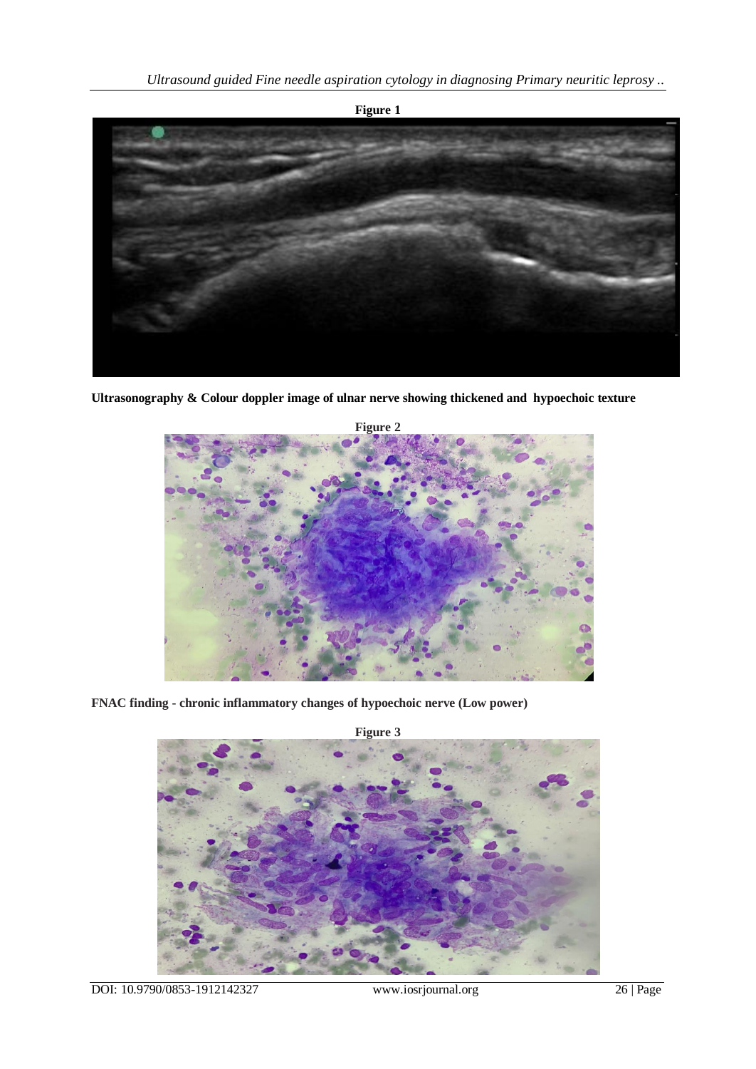**Figure 1**

**Ultrasonography & Colour doppler image of ulnar nerve showing thickened and hypoechoic texture**

**Figure 2**

**FNAC finding - chronic inflammatory changes of hypoechoic nerve (Low power)**

**Figure 3**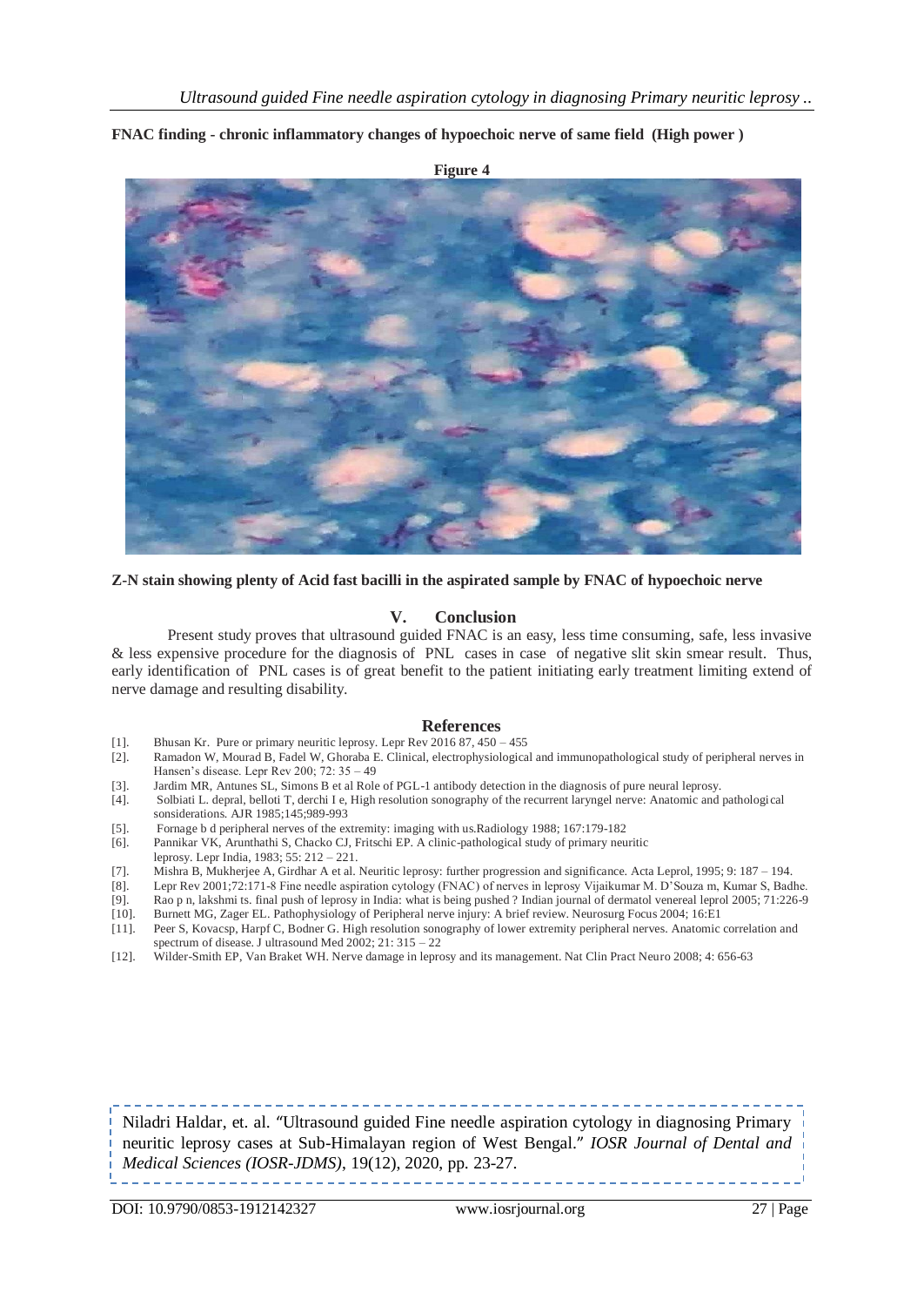**FNAC finding - chronic inflammatory changes of hypoechoic nerve of same field (High power )**

**Figure 4**

**Z-N stain showing plenty of Acid fast bacilli in the aspirated sample by FNAC of hypoechoic nerve**

## V. Conclusion

Present study proves that ultrasound guided FNAC is an easy, less time consuming, safe, less invasive & less expensive procedure for the diagnosis of PNL cases in case of negative slit skin smear result. Thus, early identification of PNL cases is of great benefit to the patient initiating early treatment limiting extend of nerve damage and resulting disability.

## References

[1]. Bhusan Kr. Pure or primary neuritic leprosy. Lepr Rev 2016 87, 450 – 455

[2]. Ramadon W, Mourad B, Fadel W, Ghoraba E. Clinical, electrophysiological and immunopathological study of peripheral nerves in Hansen's disease. Lepr Rev 200; 72: 35 – 49

[3]. Jardim MR, Antunes SL, Simons B et al Role of PGL-1 antibody detection in the diagnosis of pure neural leprosy.

[4]. Solbiati L. depral, belloti T, derchi I e, High resolution sonography of the recurrent laryngel nerve: Anatomic and pathological sonsiderations. AJR 1985;145;989-993

[5]. Fornage b d peripheral nerves of the extremity: imaging with us.Radiology 1988; 167:179-182

[6]. Pannikar VK, Arunthathi S, Chacko CJ, Fritschi EP. A clinic-pathological study of primary neuritic leprosy. Lepr India, 1983; 55: 212 – 221.

[7]. Mishra B, Mukherjee A, Girdhar A et al. Neuritic leprosy: further progression and significance. Acta Leprol, 1995; 9: 187 – 194.

[8]. Lepr Rev 2001;72:171-8 Fine needle aspiration cytology (FNAC) of nerves in leprosy Vijaikumar M. D'Souza m, Kumar S, Badhe.

[9]. Rao p n, lakshmi ts. final push of leprosy in India: what is being pushed ? Indian journal of dermatol venereal leprol 2005; 71:226-9

[10]. Burnett MG, Zager EL. Pathophysiology of Peripheral nerve injury: A brief review. Neurosurg Focus 2004; 16:E1

[11]. Peer S, Kovacsp, Harpf C, Bodner G. High resolution sonography of lower extremity peripheral nerves. Anatomic correlation and spectrum of disease. J ultrasound Med 2002; 21: 315 – 22

[12]. Wilder-Smith EP, Van Braket WH. Nerve damage in leprosy and its management. Nat Clin Pract Neuro 2008; 4: 656-63

Niladri Haldar, et. al. "Ultrasound guided Fine needle aspiration cytology in diagnosing Primary neuritic leprosy cases at Sub-Himalayan region of West Bengal." *IOSR Journal of Dental and Medical Sciences (IOSR-JDMS)*, 19(12), 2020, pp. 23-27.